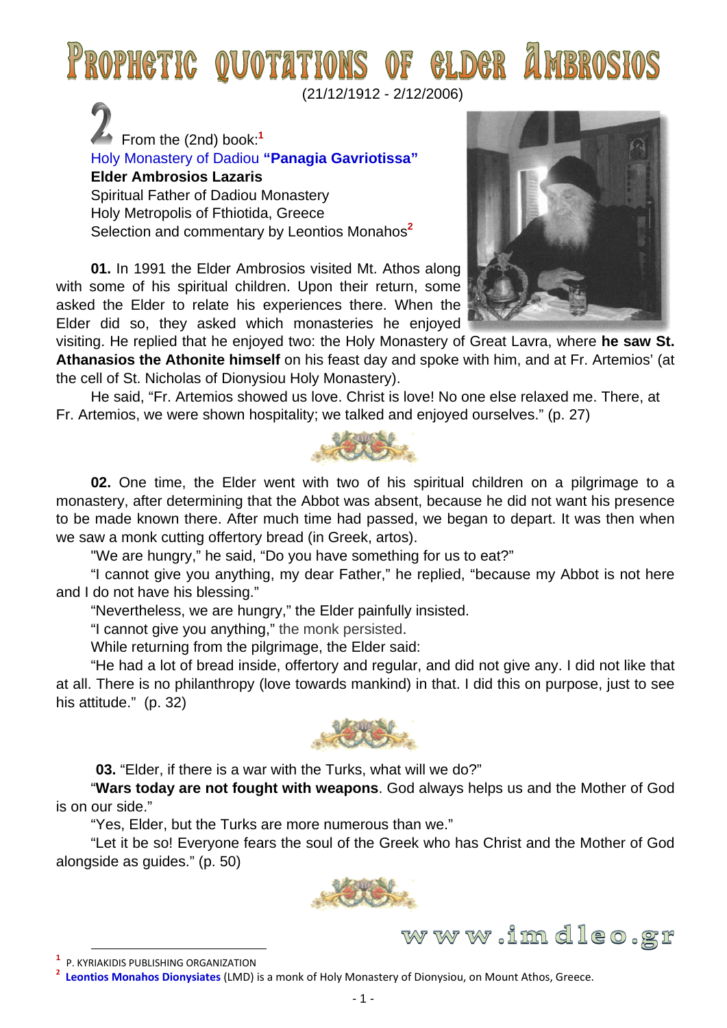# PROPHETIC QUOTATIONS OF ELDER AMBROSIOS

(21/12/1912 - 2/12/2006)

2 From the (2nd) book:[1]

Holy Monastery of Dadiou **"Panagia Gavriotissa"**
**Elder Ambrosios Lazaris**
Spiritual Father of Dadiou Monastery
Holy Metropolis of Fthiotida, Greece
Selection and commentary by Leontios Monahos[2]

**01.** In 1991 the Elder Ambrosios visited Mt. Athos along with some of his spiritual children. Upon their return, some asked the Elder to relate his experiences there. When the Elder did so, they asked which monasteries he enjoyed visiting. He replied that he enjoyed two: the Holy Monastery of Great Lavra, where **he saw St. Athanasios the Athonite himself** on his feast day and spoke with him, and at Fr. Artemios' (at the cell of St. Nicholas of Dionysiou Holy Monastery).

He said, "Fr. Artemios showed us love. Christ is love! No one else relaxed me. There, at Fr. Artemios, we were shown hospitality; we talked and enjoyed ourselves." (p. 27)

**02.** One time, the Elder went with two of his spiritual children on a pilgrimage to a monastery, after determining that the Abbot was absent, because he did not want his presence to be made known there. After much time had passed, we began to depart. It was then when we saw a monk cutting offertory bread (in Greek, artos).

"We are hungry," he said, "Do you have something for us to eat?"

"I cannot give you anything, my dear Father," he replied, "because my Abbot is not here and I do not have his blessing."

"Nevertheless, we are hungry," the Elder painfully insisted.

"I cannot give you anything," the monk persisted.

While returning from the pilgrimage, the Elder said:

"He had a lot of bread inside, offertory and regular, and did not give any. I did not like that at all. There is no philanthropy (love towards mankind) in that. I did this on purpose, just to see his attitude." (p. 32)

**03.** "Elder, if there is a war with the Turks, what will we do?"

"**Wars today are not fought with weapons**. God always helps us and the Mother of God is on our side."

"Yes, Elder, but the Turks are more numerous than we."

"Let it be so! Everyone fears the soul of the Greek who has Christ and the Mother of God alongside as guides." (p. 50)

www.imdleo.gr

[1] P. KYRIAKIDIS PUBLISHING ORGANIZATION
[2] **Leontios Monahos Dionysiates** (LMD) is a monk of Holy Monastery of Dionysiou, on Mount Athos, Greece.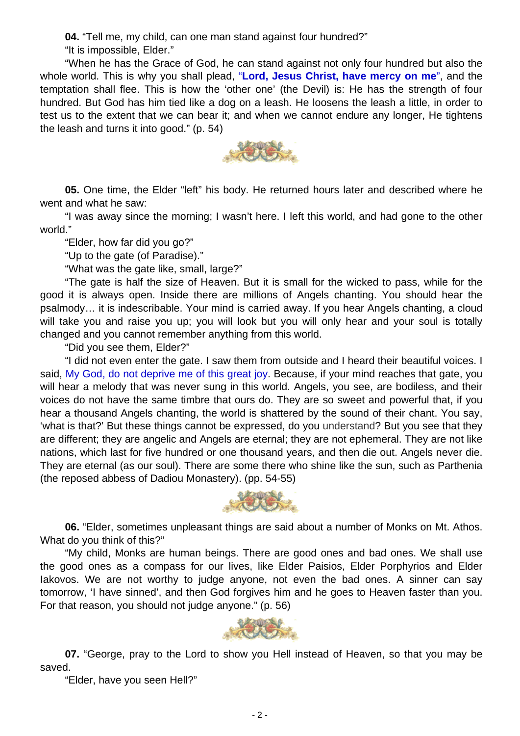**04.** "Tell me, my child, can one man stand against four hundred?"

"It is impossible, Elder."

"When he has the Grace of God, he can stand against not only four hundred but also the whole world. This is why you shall plead, "**Lord, Jesus Christ, have mercy on me**", and the temptation shall flee. This is how the 'other one' (the Devil) is: He has the strength of four hundred. But God has him tied like a dog on a leash. He loosens the leash a little, in order to test us to the extent that we can bear it; and when we cannot endure any longer, He tightens the leash and turns it into good." (p. 54)

**05.** One time, the Elder "left" his body. He returned hours later and described where he went and what he saw:

"I was away since the morning; I wasn't here. I left this world, and had gone to the other world."

"Elder, how far did you go?"

"Up to the gate (of Paradise)."

"What was the gate like, small, large?"

"The gate is half the size of Heaven. But it is small for the wicked to pass, while for the good it is always open. Inside there are millions of Angels chanting. You should hear the psalmody… it is indescribable. Your mind is carried away. If you hear Angels chanting, a cloud will take you and raise you up; you will look but you will only hear and your soul is totally changed and you cannot remember anything from this world.

"Did you see them, Elder?"

"I did not even enter the gate. I saw them from outside and I heard their beautiful voices. I said, My God, do not deprive me of this great joy. Because, if your mind reaches that gate, you will hear a melody that was never sung in this world. Angels, you see, are bodiless, and their voices do not have the same timbre that ours do. They are so sweet and powerful that, if you hear a thousand Angels chanting, the world is shattered by the sound of their chant. You say, 'what is that?' But these things cannot be expressed, do you understand? But you see that they are different; they are angelic and Angels are eternal; they are not ephemeral. They are not like nations, which last for five hundred or one thousand years, and then die out. Angels never die. They are eternal (as our soul). There are some there who shine like the sun, such as Parthenia (the reposed abbess of Dadiou Monastery). (pp. 54-55)

**06.** "Elder, sometimes unpleasant things are said about a number of Monks on Mt. Athos. What do you think of this?"

"My child, Monks are human beings. There are good ones and bad ones. We shall use the good ones as a compass for our lives, like Elder Paisios, Elder Porphyrios and Elder Iakovos. We are not worthy to judge anyone, not even the bad ones. A sinner can say tomorrow, 'I have sinned', and then God forgives him and he goes to Heaven faster than you. For that reason, you should not judge anyone." (p. 56)

**07.** "George, pray to the Lord to show you Hell instead of Heaven, so that you may be saved.

"Elder, have you seen Hell?"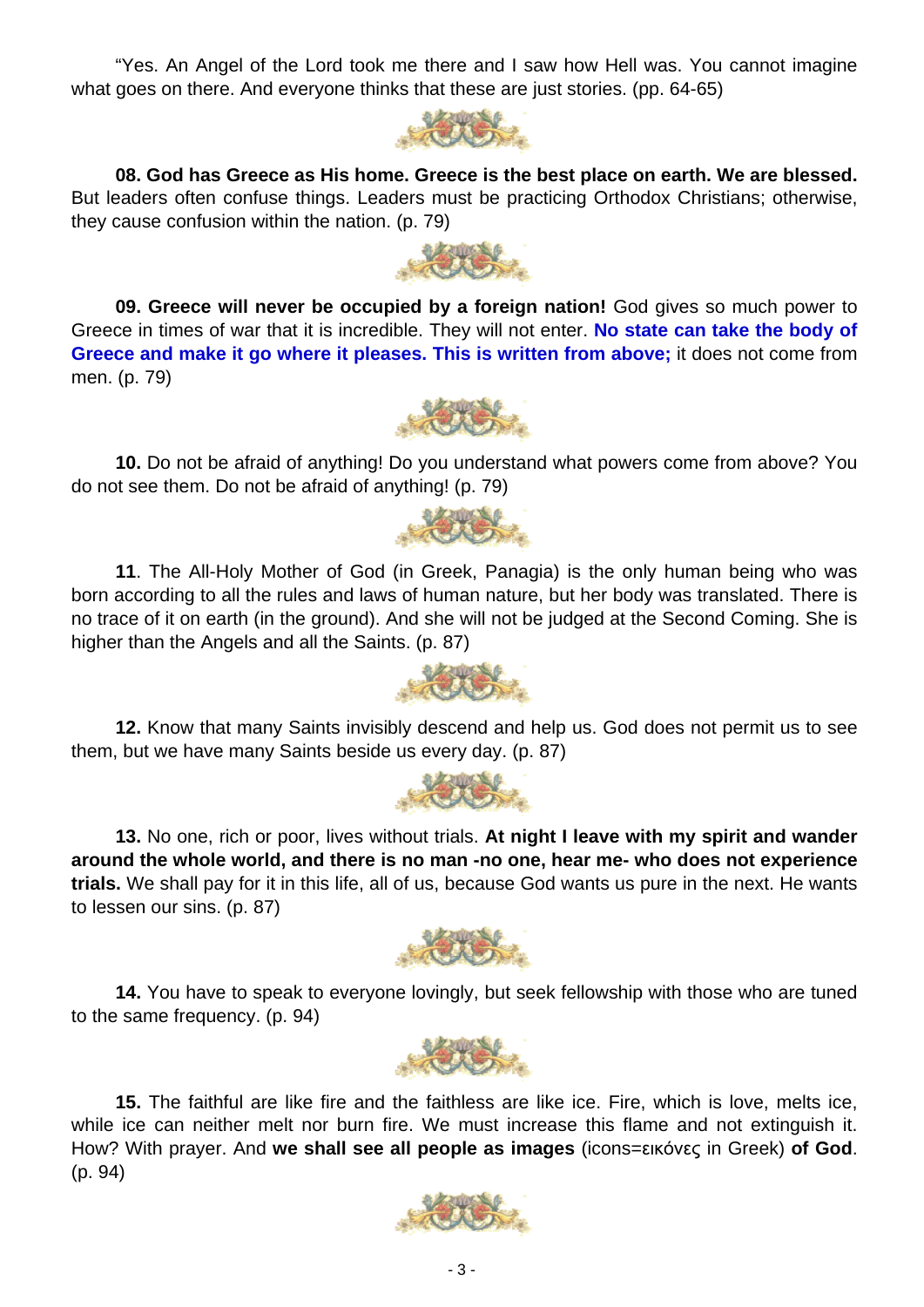"Yes. An Angel of the Lord took me there and I saw how Hell was. You cannot imagine what goes on there. And everyone thinks that these are just stories. (pp. 64-65)

**08. God has Greece as His home. Greece is the best place on earth. We are blessed.** But leaders often confuse things. Leaders must be practicing Orthodox Christians; otherwise, they cause confusion within the nation. (p. 79)

**09. Greece will never be occupied by a foreign nation!** God gives so much power to Greece in times of war that it is incredible. They will not enter. **No state can take the body of Greece and make it go where it pleases. This is written from above;** it does not come from men. (p. 79)

**10.** Do not be afraid of anything! Do you understand what powers come from above? You do not see them. Do not be afraid of anything! (p. 79)

**11**. The All-Holy Mother of God (in Greek, Panagia) is the only human being who was born according to all the rules and laws of human nature, but her body was translated. There is no trace of it on earth (in the ground). And she will not be judged at the Second Coming. She is higher than the Angels and all the Saints. (p. 87)

**12.** Know that many Saints invisibly descend and help us. God does not permit us to see them, but we have many Saints beside us every day. (p. 87)

**13.** No one, rich or poor, lives without trials. **At night I leave with my spirit and wander around the whole world, and there is no man -no one, hear me- who does not experience trials.** We shall pay for it in this life, all of us, because God wants us pure in the next. He wants to lessen our sins. (p. 87)

**14.** You have to speak to everyone lovingly, but seek fellowship with those who are tuned to the same frequency. (p. 94)

**15.** The faithful are like fire and the faithless are like ice. Fire, which is love, melts ice, while ice can neither melt nor burn fire. We must increase this flame and not extinguish it. How? With prayer. And **we shall see all people as images** (icons=εικόνες in Greek) **of God**. (p. 94)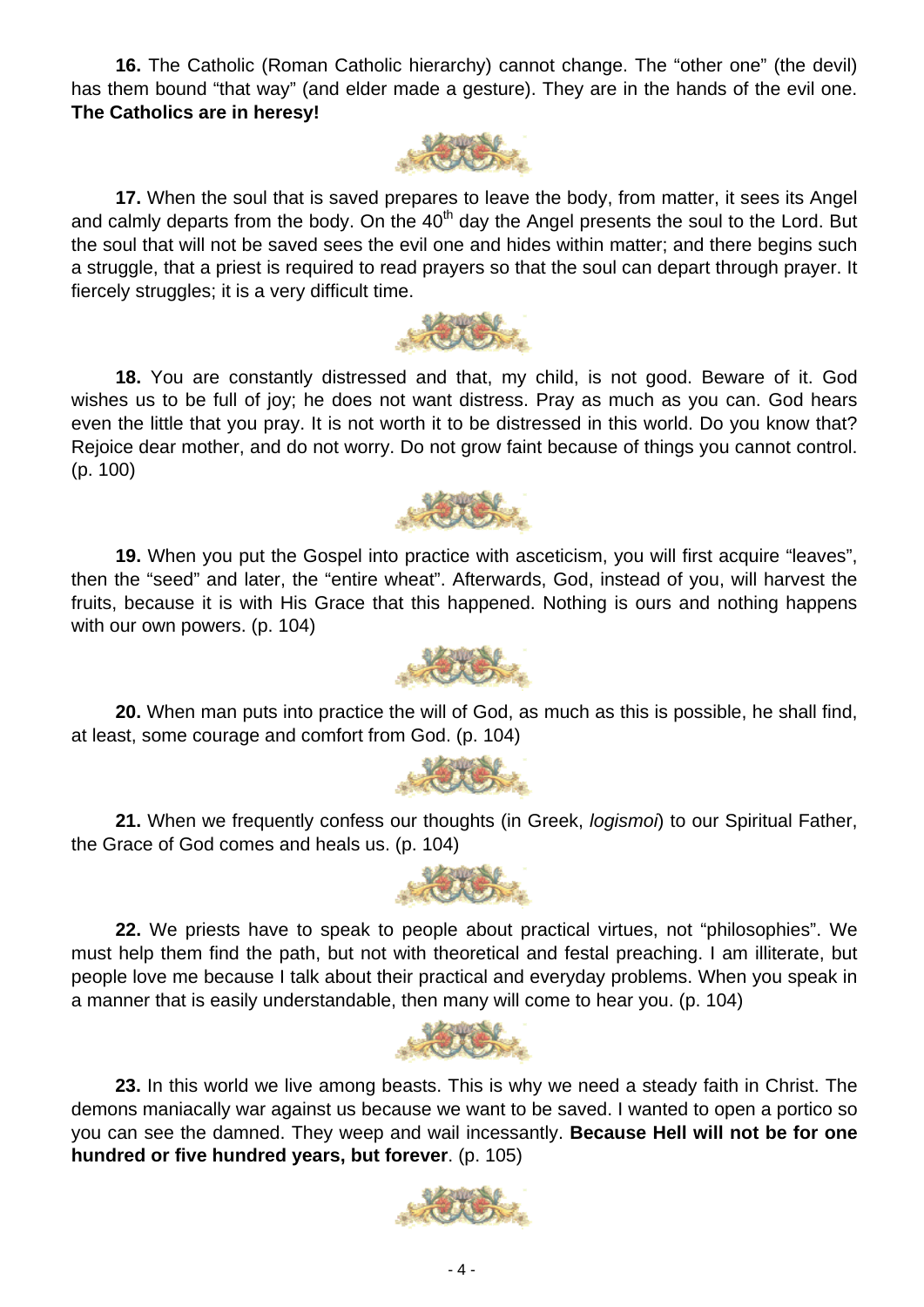**16.** The Catholic (Roman Catholic hierarchy) cannot change. The "other one" (the devil) has them bound "that way" (and elder made a gesture). They are in the hands of the evil one. **The Catholics are in heresy!**

**17.** When the soul that is saved prepares to leave the body, from matter, it sees its Angel and calmly departs from the body. On the 40th day the Angel presents the soul to the Lord. But the soul that will not be saved sees the evil one and hides within matter; and there begins such a struggle, that a priest is required to read prayers so that the soul can depart through prayer. It fiercely struggles; it is a very difficult time.

**18.** You are constantly distressed and that, my child, is not good. Beware of it. God wishes us to be full of joy; he does not want distress. Pray as much as you can. God hears even the little that you pray. It is not worth it to be distressed in this world. Do you know that? Rejoice dear mother, and do not worry. Do not grow faint because of things you cannot control. (p. 100)

**19.** When you put the Gospel into practice with asceticism, you will first acquire "leaves", then the "seed" and later, the "entire wheat". Afterwards, God, instead of you, will harvest the fruits, because it is with His Grace that this happened. Nothing is ours and nothing happens with our own powers. (p. 104)

**20.** When man puts into practice the will of God, as much as this is possible, he shall find, at least, some courage and comfort from God. (p. 104)

**21.** When we frequently confess our thoughts (in Greek, *logismoi*) to our Spiritual Father, the Grace of God comes and heals us. (p. 104)

**22.** We priests have to speak to people about practical virtues, not "philosophies". We must help them find the path, but not with theoretical and festal preaching. I am illiterate, but people love me because I talk about their practical and everyday problems. When you speak in a manner that is easily understandable, then many will come to hear you. (p. 104)

**23.** In this world we live among beasts. This is why we need a steady faith in Christ. The demons maniacally war against us because we want to be saved. I wanted to open a portico so you can see the damned. They weep and wail incessantly. **Because Hell will not be for one hundred or five hundred years, but forever**. (p. 105)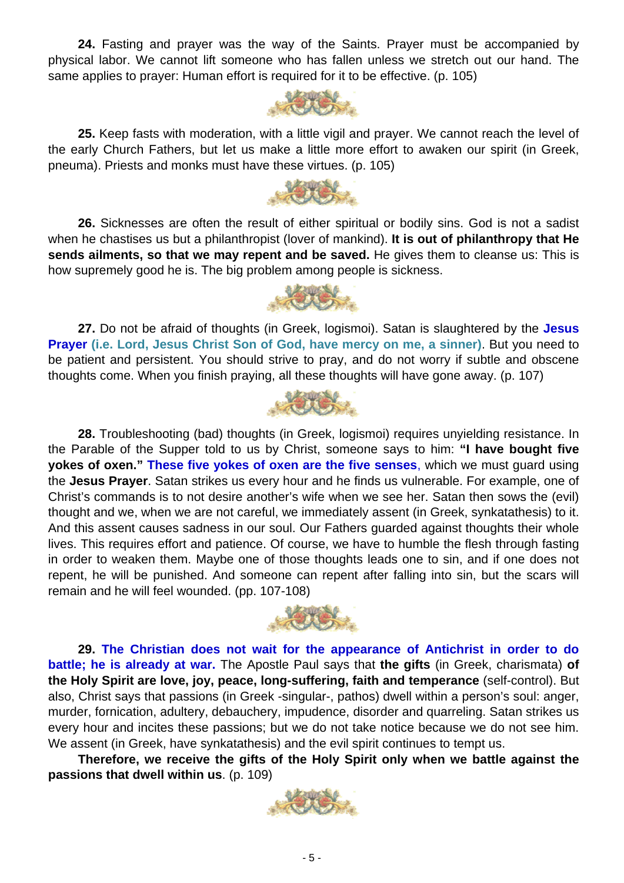**24.** Fasting and prayer was the way of the Saints. Prayer must be accompanied by physical labor. We cannot lift someone who has fallen unless we stretch out our hand. The same applies to prayer: Human effort is required for it to be effective. (p. 105)

**25.** Keep fasts with moderation, with a little vigil and prayer. We cannot reach the level of the early Church Fathers, but let us make a little more effort to awaken our spirit (in Greek, pneuma). Priests and monks must have these virtues. (p. 105)

**26.** Sicknesses are often the result of either spiritual or bodily sins. God is not a sadist when he chastises us but a philanthropist (lover of mankind). **It is out of philanthropy that He sends ailments, so that we may repent and be saved.** He gives them to cleanse us: This is how supremely good he is. The big problem among people is sickness.

**27.** Do not be afraid of thoughts (in Greek, logismoi). Satan is slaughtered by the **Jesus Prayer (i.e. Lord, Jesus Christ Son of God, have mercy on me, a sinner)**. But you need to be patient and persistent. You should strive to pray, and do not worry if subtle and obscene thoughts come. When you finish praying, all these thoughts will have gone away. (p. 107)

**28.** Troubleshooting (bad) thoughts (in Greek, logismoi) requires unyielding resistance. In the Parable of the Supper told to us by Christ, someone says to him: **"I have bought five yokes of oxen." These five yokes of oxen are the five senses**, which we must guard using the **Jesus Prayer**. Satan strikes us every hour and he finds us vulnerable. For example, one of Christ's commands is to not desire another's wife when we see her. Satan then sows the (evil) thought and we, when we are not careful, we immediately assent (in Greek, synkatathesis) to it. And this assent causes sadness in our soul. Our Fathers guarded against thoughts their whole lives. This requires effort and patience. Of course, we have to humble the flesh through fasting in order to weaken them. Maybe one of those thoughts leads one to sin, and if one does not repent, he will be punished. And someone can repent after falling into sin, but the scars will remain and he will feel wounded. (pp. 107-108)

**29. The Christian does not wait for the appearance of Antichrist in order to do battle; he is already at war.** The Apostle Paul says that **the gifts** (in Greek, charismata) **of the Holy Spirit are love, joy, peace, long-suffering, faith and temperance** (self-control). But also, Christ says that passions (in Greek -singular-, pathos) dwell within a person's soul: anger, murder, fornication, adultery, debauchery, impudence, disorder and quarreling. Satan strikes us every hour and incites these passions; but we do not take notice because we do not see him. We assent (in Greek, have synkatathesis) and the evil spirit continues to tempt us.

**Therefore, we receive the gifts of the Holy Spirit only when we battle against the passions that dwell within us**. (p. 109)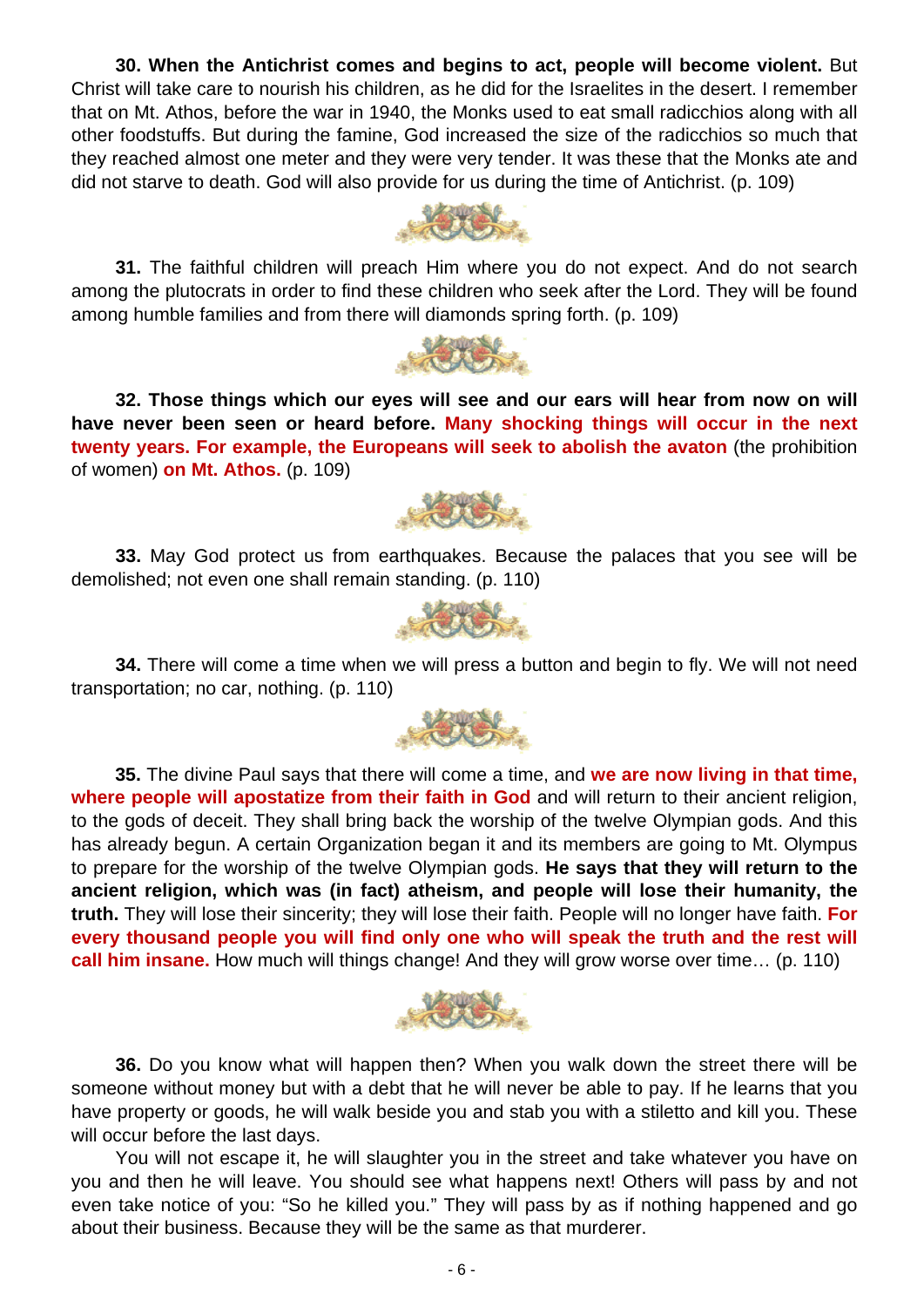**30. When the Antichrist comes and begins to act, people will become violent.** But Christ will take care to nourish his children, as he did for the Israelites in the desert. I remember that on Mt. Athos, before the war in 1940, the Monks used to eat small radicchios along with all other foodstuffs. But during the famine, God increased the size of the radicchios so much that they reached almost one meter and they were very tender. It was these that the Monks ate and did not starve to death. God will also provide for us during the time of Antichrist. (p. 109)

**31.** The faithful children will preach Him where you do not expect. And do not search among the plutocrats in order to find these children who seek after the Lord. They will be found among humble families and from there will diamonds spring forth. (p. 109)

**32. Those things which our eyes will see and our ears will hear from now on will have never been seen or heard before. Many shocking things will occur in the next twenty years. For example, the Europeans will seek to abolish the avaton** (the prohibition of women) **on Mt. Athos.** (p. 109)

**33.** May God protect us from earthquakes. Because the palaces that you see will be demolished; not even one shall remain standing. (p. 110)

**34.** There will come a time when we will press a button and begin to fly. We will not need transportation; no car, nothing. (p. 110)

**35.** The divine Paul says that there will come a time, and **we are now living in that time, where people will apostatize from their faith in God** and will return to their ancient religion, to the gods of deceit. They shall bring back the worship of the twelve Olympian gods. And this has already begun. A certain Organization began it and its members are going to Mt. Olympus to prepare for the worship of the twelve Olympian gods. **He says that they will return to the ancient religion, which was (in fact) atheism, and people will lose their humanity, the truth.** They will lose their sincerity; they will lose their faith. People will no longer have faith. **For every thousand people you will find only one who will speak the truth and the rest will call him insane.** How much will things change! And they will grow worse over time… (p. 110)

**36.** Do you know what will happen then? When you walk down the street there will be someone without money but with a debt that he will never be able to pay. If he learns that you have property or goods, he will walk beside you and stab you with a stiletto and kill you. These will occur before the last days.

You will not escape it, he will slaughter you in the street and take whatever you have on you and then he will leave. You should see what happens next! Others will pass by and not even take notice of you: "So he killed you." They will pass by as if nothing happened and go about their business. Because they will be the same as that murderer.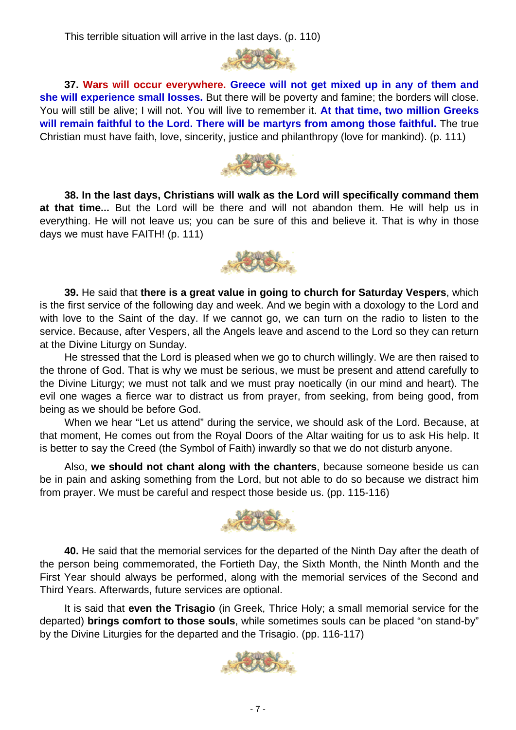This terrible situation will arrive in the last days. (p. 110)

**37. Wars will occur everywhere. Greece will not get mixed up in any of them and she will experience small losses.** But there will be poverty and famine; the borders will close. You will still be alive; I will not. You will live to remember it. **At that time, two million Greeks will remain faithful to the Lord. There will be martyrs from among those faithful.** The true Christian must have faith, love, sincerity, justice and philanthropy (love for mankind). (p. 111)

**38. In the last days, Christians will walk as the Lord will specifically command them at that time...** But the Lord will be there and will not abandon them. He will help us in everything. He will not leave us; you can be sure of this and believe it. That is why in those days we must have FAITH! (p. 111)

**39.** He said that **there is a great value in going to church for Saturday Vespers**, which is the first service of the following day and week. And we begin with a doxology to the Lord and with love to the Saint of the day. If we cannot go, we can turn on the radio to listen to the service. Because, after Vespers, all the Angels leave and ascend to the Lord so they can return at the Divine Liturgy on Sunday.

He stressed that the Lord is pleased when we go to church willingly. We are then raised to the throne of God. That is why we must be serious, we must be present and attend carefully to the Divine Liturgy; we must not talk and we must pray noetically (in our mind and heart). The evil one wages a fierce war to distract us from prayer, from seeking, from being good, from being as we should be before God.

When we hear "Let us attend" during the service, we should ask of the Lord. Because, at that moment, He comes out from the Royal Doors of the Altar waiting for us to ask His help. It is better to say the Creed (the Symbol of Faith) inwardly so that we do not disturb anyone.

Also, **we should not chant along with the chanters**, because someone beside us can be in pain and asking something from the Lord, but not able to do so because we distract him from prayer. We must be careful and respect those beside us. (pp. 115-116)

**40.** He said that the memorial services for the departed of the Ninth Day after the death of the person being commemorated, the Fortieth Day, the Sixth Month, the Ninth Month and the First Year should always be performed, along with the memorial services of the Second and Third Years. Afterwards, future services are optional.

It is said that **even the Trisagio** (in Greek, Thrice Holy; a small memorial service for the departed) **brings comfort to those souls**, while sometimes souls can be placed "on stand-by" by the Divine Liturgies for the departed and the Trisagio. (pp. 116-117)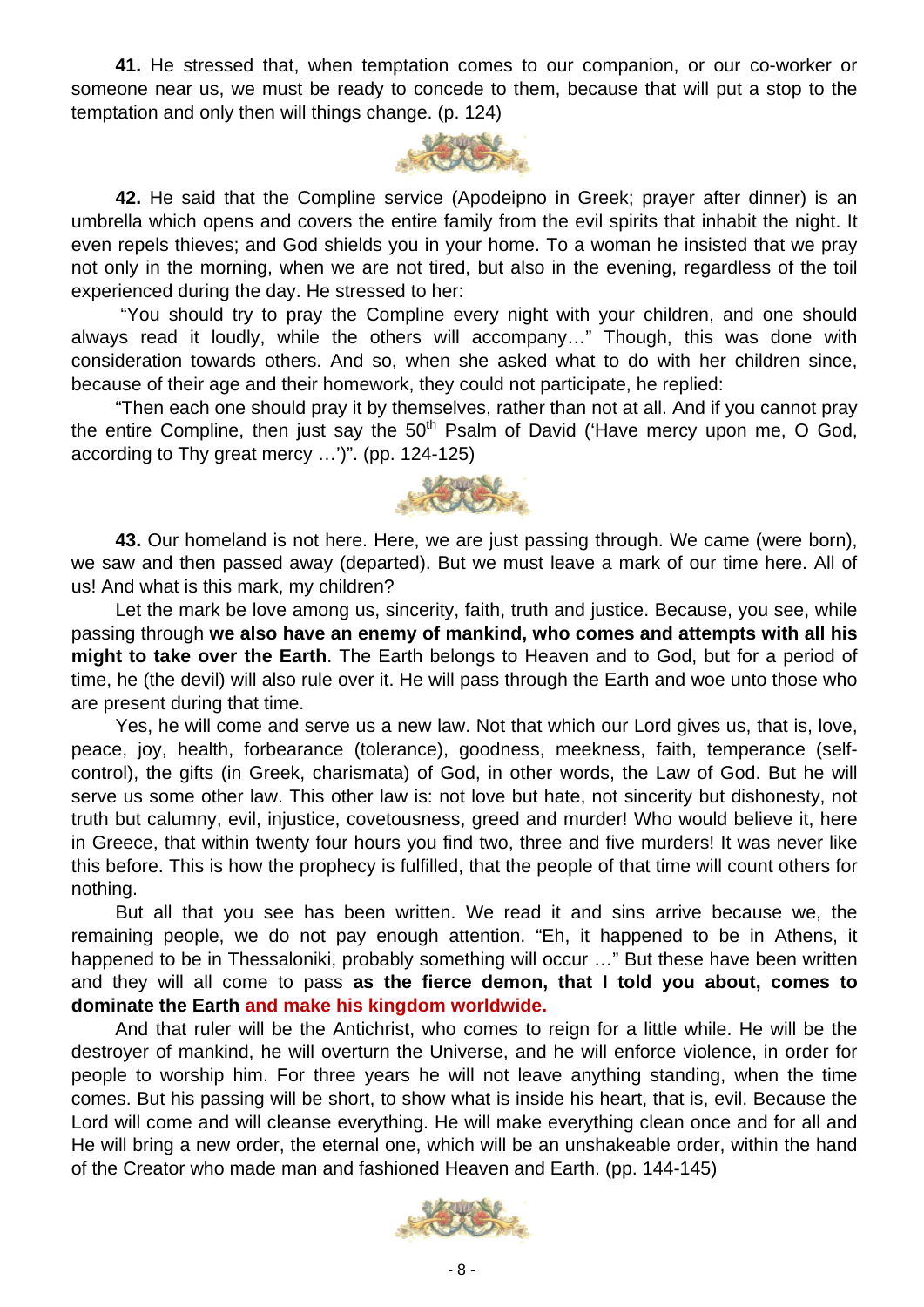**41.** He stressed that, when temptation comes to our companion, or our co-worker or someone near us, we must be ready to concede to them, because that will put a stop to the temptation and only then will things change. (p. 124)

**42.** He said that the Compline service (Apodeipno in Greek; prayer after dinner) is an umbrella which opens and covers the entire family from the evil spirits that inhabit the night. It even repels thieves; and God shields you in your home. To a woman he insisted that we pray not only in the morning, when we are not tired, but also in the evening, regardless of the toil experienced during the day. He stressed to her:

"You should try to pray the Compline every night with your children, and one should always read it loudly, while the others will accompany…" Though, this was done with consideration towards others. And so, when she asked what to do with her children since, because of their age and their homework, they could not participate, he replied:

"Then each one should pray it by themselves, rather than not at all. And if you cannot pray the entire Compline, then just say the 50th Psalm of David ('Have mercy upon me, O God, according to Thy great mercy …')". (pp. 124-125)

**43.** Our homeland is not here. Here, we are just passing through. We came (were born), we saw and then passed away (departed). But we must leave a mark of our time here. All of us! And what is this mark, my children?

Let the mark be love among us, sincerity, faith, truth and justice. Because, you see, while passing through **we also have an enemy of mankind, who comes and attempts with all his might to take over the Earth**. The Earth belongs to Heaven and to God, but for a period of time, he (the devil) will also rule over it. He will pass through the Earth and woe unto those who are present during that time.

Yes, he will come and serve us a new law. Not that which our Lord gives us, that is, love, peace, joy, health, forbearance (tolerance), goodness, meekness, faith, temperance (self-control), the gifts (in Greek, charismata) of God, in other words, the Law of God. But he will serve us some other law. This other law is: not love but hate, not sincerity but dishonesty, not truth but calumny, evil, injustice, covetousness, greed and murder! Who would believe it, here in Greece, that within twenty four hours you find two, three and five murders! It was never like this before. This is how the prophecy is fulfilled, that the people of that time will count others for nothing.

But all that you see has been written. We read it and sins arrive because we, the remaining people, we do not pay enough attention. "Eh, it happened to be in Athens, it happened to be in Thessaloniki, probably something will occur …" But these have been written and they will all come to pass **as the fierce demon, that I told you about, comes to dominate the Earth and make his kingdom worldwide.**

And that ruler will be the Antichrist, who comes to reign for a little while. He will be the destroyer of mankind, he will overturn the Universe, and he will enforce violence, in order for people to worship him. For three years he will not leave anything standing, when the time comes. But his passing will be short, to show what is inside his heart, that is, evil. Because the Lord will come and will cleanse everything. He will make everything clean once and for all and He will bring a new order, the eternal one, which will be an unshakeable order, within the hand of the Creator who made man and fashioned Heaven and Earth. (pp. 144-145)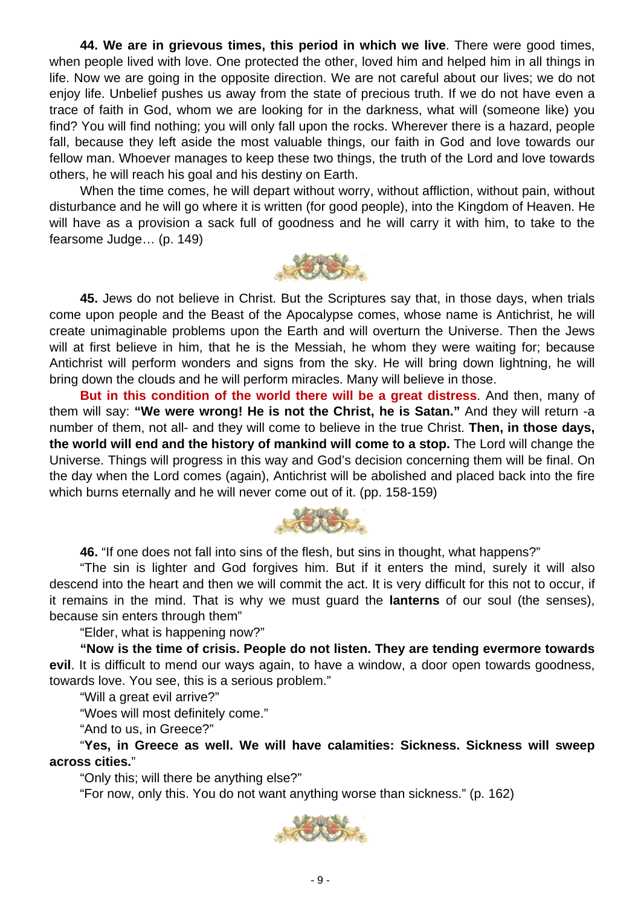**44. We are in grievous times, this period in which we live**. There were good times, when people lived with love. One protected the other, loved him and helped him in all things in life. Now we are going in the opposite direction. We are not careful about our lives; we do not enjoy life. Unbelief pushes us away from the state of precious truth. If we do not have even a trace of faith in God, whom we are looking for in the darkness, what will (someone like) you find? You will find nothing; you will only fall upon the rocks. Wherever there is a hazard, people fall, because they left aside the most valuable things, our faith in God and love towards our fellow man. Whoever manages to keep these two things, the truth of the Lord and love towards others, he will reach his goal and his destiny on Earth.

When the time comes, he will depart without worry, without affliction, without pain, without disturbance and he will go where it is written (for good people), into the Kingdom of Heaven. He will have as a provision a sack full of goodness and he will carry it with him, to take to the fearsome Judge… (p. 149)

**45.** Jews do not believe in Christ. But the Scriptures say that, in those days, when trials come upon people and the Beast of the Apocalypse comes, whose name is Antichrist, he will create unimaginable problems upon the Earth and will overturn the Universe. Then the Jews will at first believe in him, that he is the Messiah, he whom they were waiting for; because Antichrist will perform wonders and signs from the sky. He will bring down lightning, he will bring down the clouds and he will perform miracles. Many will believe in those.

**But in this condition of the world there will be a great distress**. And then, many of them will say: **"We were wrong! He is not the Christ, he is Satan."** And they will return -a number of them, not all- and they will come to believe in the true Christ. **Then, in those days, the world will end and the history of mankind will come to a stop.** The Lord will change the Universe. Things will progress in this way and God's decision concerning them will be final. On the day when the Lord comes (again), Antichrist will be abolished and placed back into the fire which burns eternally and he will never come out of it. (pp. 158-159)

**46.** "If one does not fall into sins of the flesh, but sins in thought, what happens?"

"The sin is lighter and God forgives him. But if it enters the mind, surely it will also descend into the heart and then we will commit the act. It is very difficult for this not to occur, if it remains in the mind. That is why we must guard the **lanterns** of our soul (the senses), because sin enters through them"

"Elder, what is happening now?"

**"Now is the time of crisis. People do not listen. They are tending evermore towards evil**. It is difficult to mend our ways again, to have a window, a door open towards goodness, towards love. You see, this is a serious problem."

"Will a great evil arrive?"

"Woes will most definitely come."

"And to us, in Greece?"

"**Yes, in Greece as well. We will have calamities: Sickness. Sickness will sweep across cities.**"

"Only this; will there be anything else?"

"For now, only this. You do not want anything worse than sickness." (p. 162)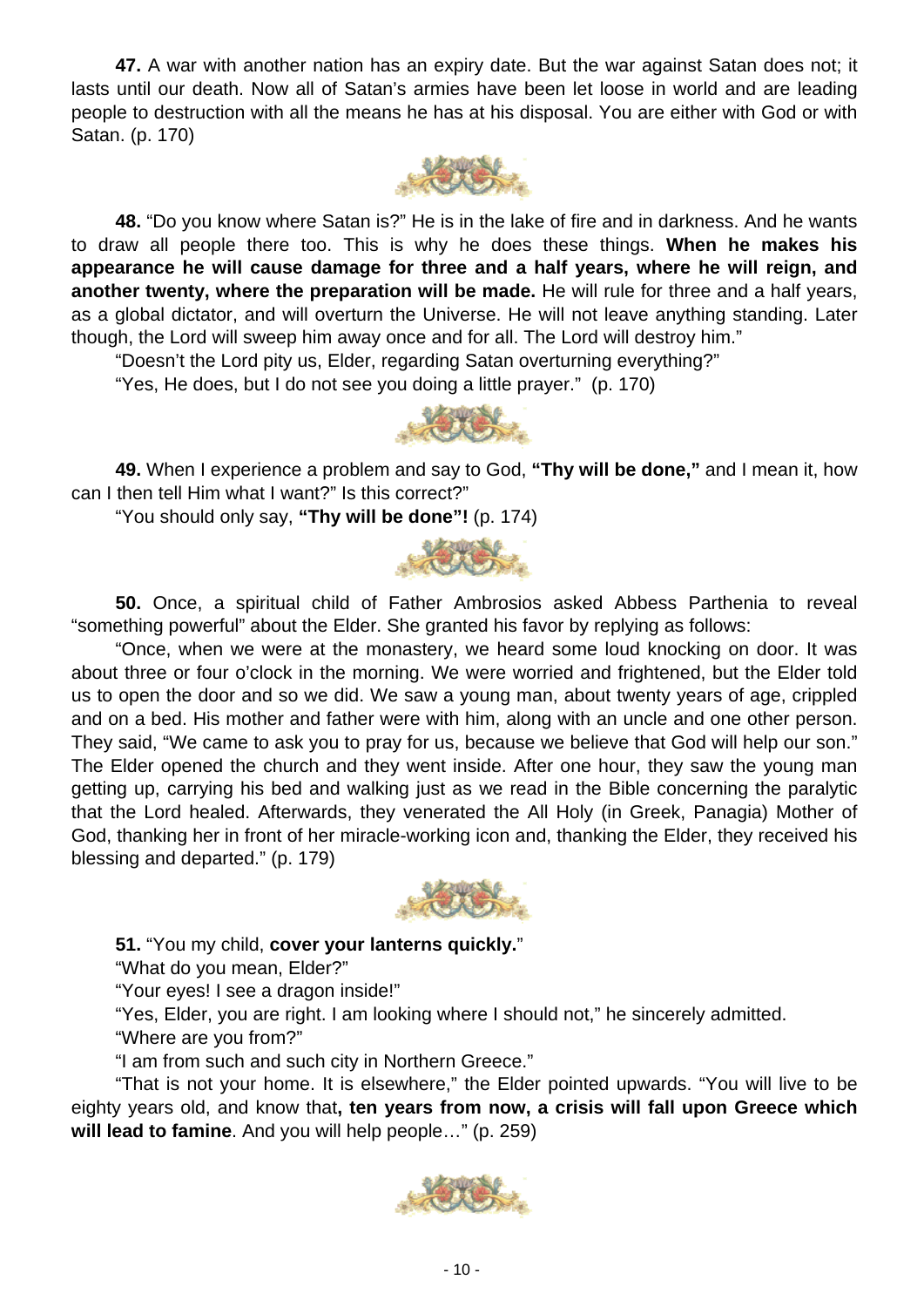**47.** A war with another nation has an expiry date. But the war against Satan does not; it lasts until our death. Now all of Satan's armies have been let loose in world and are leading people to destruction with all the means he has at his disposal. You are either with God or with Satan. (p. 170)

**48.** "Do you know where Satan is?" He is in the lake of fire and in darkness. And he wants to draw all people there too. This is why he does these things. **When he makes his appearance he will cause damage for three and a half years, where he will reign, and another twenty, where the preparation will be made.** He will rule for three and a half years, as a global dictator, and will overturn the Universe. He will not leave anything standing. Later though, the Lord will sweep him away once and for all. The Lord will destroy him."

"Doesn't the Lord pity us, Elder, regarding Satan overturning everything?"

"Yes, He does, but I do not see you doing a little prayer." (p. 170)

**49.** When I experience a problem and say to God, **"Thy will be done,"** and I mean it, how can I then tell Him what I want?" Is this correct?"

"You should only say, **"Thy will be done"!** (p. 174)

**50.** Once, a spiritual child of Father Ambrosios asked Abbess Parthenia to reveal "something powerful" about the Elder. She granted his favor by replying as follows:

"Once, when we were at the monastery, we heard some loud knocking on door. It was about three or four o'clock in the morning. We were worried and frightened, but the Elder told us to open the door and so we did. We saw a young man, about twenty years of age, crippled and on a bed. His mother and father were with him, along with an uncle and one other person. They said, "We came to ask you to pray for us, because we believe that God will help our son." The Elder opened the church and they went inside. After one hour, they saw the young man getting up, carrying his bed and walking just as we read in the Bible concerning the paralytic that the Lord healed. Afterwards, they venerated the All Holy (in Greek, Panagia) Mother of God, thanking her in front of her miracle-working icon and, thanking the Elder, they received his blessing and departed." (p. 179)

**51.** "You my child, **cover your lanterns quickly.**"

"What do you mean, Elder?"

"Your eyes! I see a dragon inside!"

"Yes, Elder, you are right. I am looking where I should not," he sincerely admitted.

"Where are you from?"

"I am from such and such city in Northern Greece."

"That is not your home. It is elsewhere," the Elder pointed upwards. "You will live to be eighty years old, and know that**, ten years from now, a crisis will fall upon Greece which will lead to famine**. And you will help people…" (p. 259)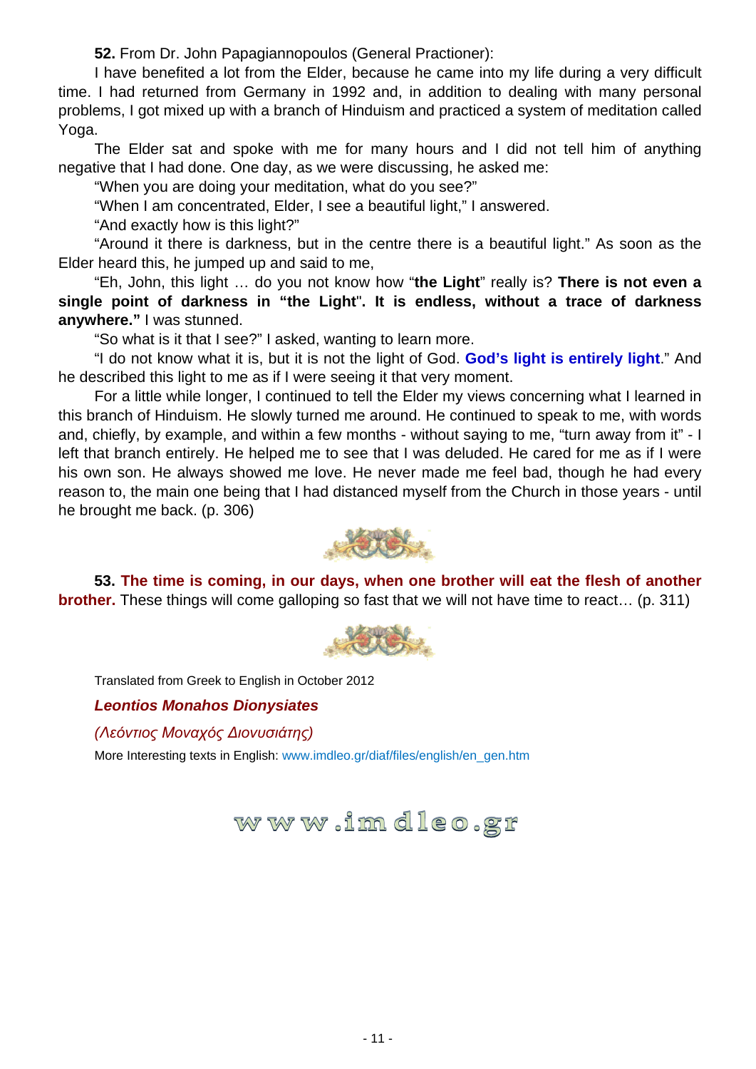**52.** From Dr. John Papagiannopoulos (General Practioner):

I have benefited a lot from the Elder, because he came into my life during a very difficult time. I had returned from Germany in 1992 and, in addition to dealing with many personal problems, I got mixed up with a branch of Hinduism and practiced a system of meditation called Yoga.

The Elder sat and spoke with me for many hours and I did not tell him of anything negative that I had done. One day, as we were discussing, he asked me:

"When you are doing your meditation, what do you see?"

"When I am concentrated, Elder, I see a beautiful light," I answered.

"And exactly how is this light?"

"Around it there is darkness, but in the centre there is a beautiful light." As soon as the Elder heard this, he jumped up and said to me,

"Eh, John, this light … do you not know how "**the Light**" really is? **There is not even a single point of darkness in "the Light". It is endless, without a trace of darkness anywhere."** I was stunned.

"So what is it that I see?" I asked, wanting to learn more.

"I do not know what it is, but it is not the light of God. **God's light is entirely light**." And he described this light to me as if I were seeing it that very moment.

For a little while longer, I continued to tell the Elder my views concerning what I learned in this branch of Hinduism. He slowly turned me around. He continued to speak to me, with words and, chiefly, by example, and within a few months - without saying to me, "turn away from it" - I left that branch entirely. He helped me to see that I was deluded. He cared for me as if I were his own son. He always showed me love. He never made me feel bad, though he had every reason to, the main one being that I had distanced myself from the Church in those years - until he brought me back. (p. 306)

**53. The time is coming, in our days, when one brother will eat the flesh of another brother.** These things will come galloping so fast that we will not have time to react… (p. 311)

Translated from Greek to English in October 2012

***Leontios Monahos Dionysiates***

*(Λεόντιος Μοναχός Διονυσιάτης)*

More Interesting texts in English: www.imdleo.gr/diaf/files/english/en_gen.htm

www.imdleo.gr